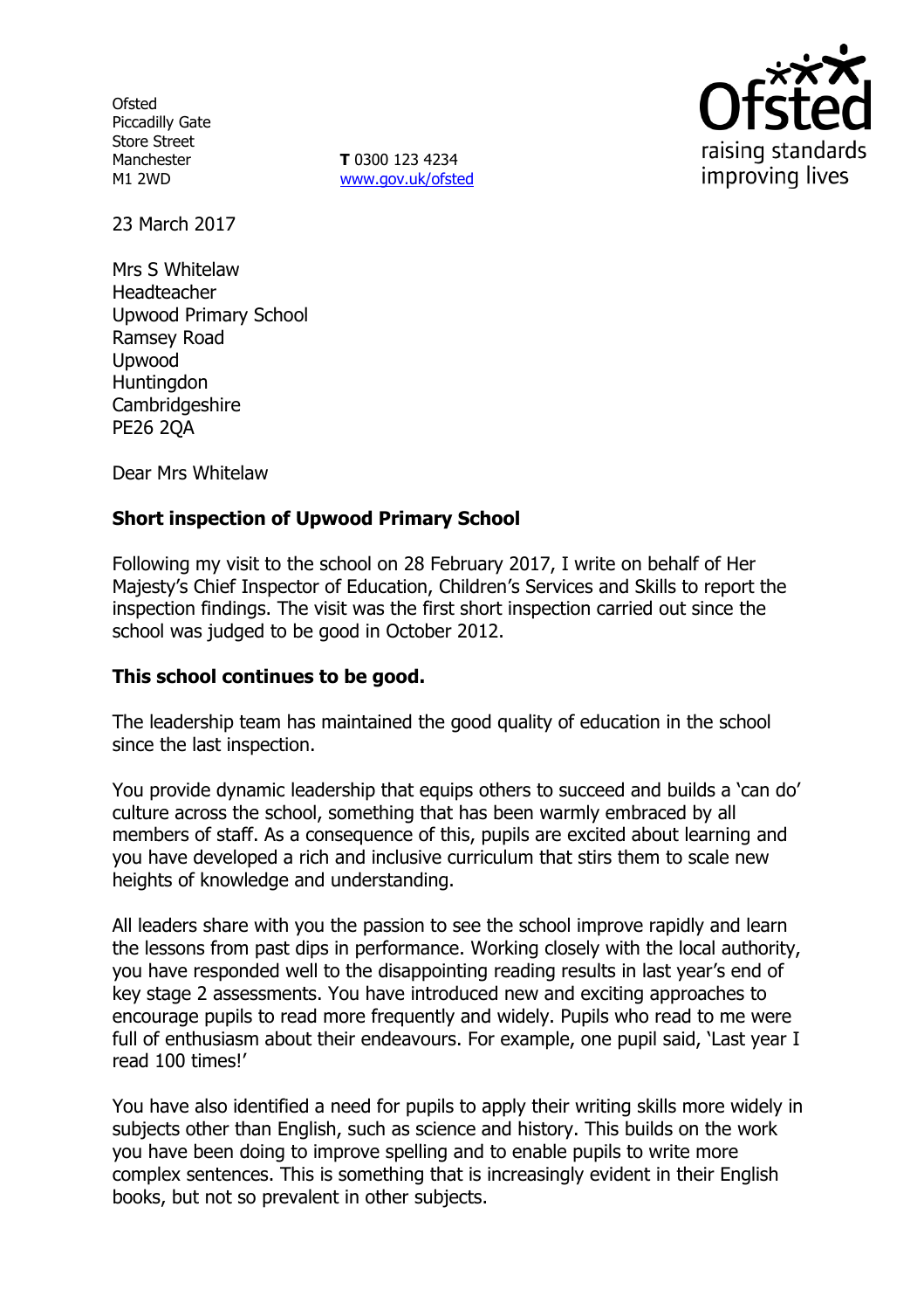Ofsted
Piccadilly Gate
Store Street
Manchester
M1 2WD

**T** 0300 123 4234
www.gov.uk/ofsted

23 March 2017

Mrs S Whitelaw
Headteacher
Upwood Primary School
Ramsey Road
Upwood
Huntingdon
Cambridgeshire
PE26 2QA

Dear Mrs Whitelaw

**Short inspection of Upwood Primary School**

Following my visit to the school on 28 February 2017, I write on behalf of Her Majesty's Chief Inspector of Education, Children's Services and Skills to report the inspection findings. The visit was the first short inspection carried out since the school was judged to be good in October 2012.

**This school continues to be good.**

The leadership team has maintained the good quality of education in the school since the last inspection.

You provide dynamic leadership that equips others to succeed and builds a 'can do' culture across the school, something that has been warmly embraced by all members of staff. As a consequence of this, pupils are excited about learning and you have developed a rich and inclusive curriculum that stirs them to scale new heights of knowledge and understanding.

All leaders share with you the passion to see the school improve rapidly and learn the lessons from past dips in performance. Working closely with the local authority, you have responded well to the disappointing reading results in last year's end of key stage 2 assessments. You have introduced new and exciting approaches to encourage pupils to read more frequently and widely. Pupils who read to me were full of enthusiasm about their endeavours. For example, one pupil said, 'Last year I read 100 times!'

You have also identified a need for pupils to apply their writing skills more widely in subjects other than English, such as science and history. This builds on the work you have been doing to improve spelling and to enable pupils to write more complex sentences. This is something that is increasingly evident in their English books, but not so prevalent in other subjects.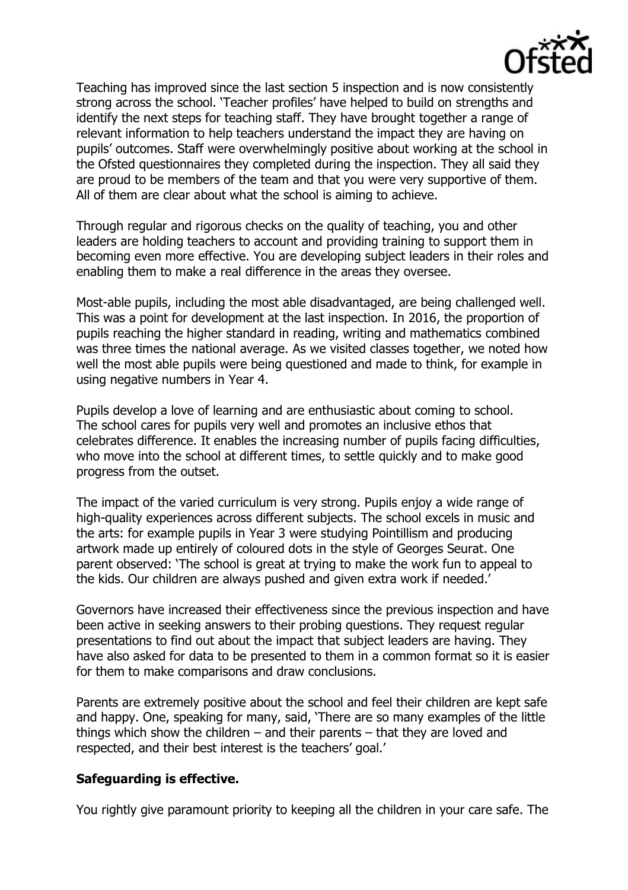Teaching has improved since the last section 5 inspection and is now consistently strong across the school. 'Teacher profiles' have helped to build on strengths and identify the next steps for teaching staff. They have brought together a range of relevant information to help teachers understand the impact they are having on pupils' outcomes. Staff were overwhelmingly positive about working at the school in the Ofsted questionnaires they completed during the inspection. They all said they are proud to be members of the team and that you were very supportive of them. All of them are clear about what the school is aiming to achieve.

Through regular and rigorous checks on the quality of teaching, you and other leaders are holding teachers to account and providing training to support them in becoming even more effective. You are developing subject leaders in their roles and enabling them to make a real difference in the areas they oversee.

Most-able pupils, including the most able disadvantaged, are being challenged well. This was a point for development at the last inspection. In 2016, the proportion of pupils reaching the higher standard in reading, writing and mathematics combined was three times the national average. As we visited classes together, we noted how well the most able pupils were being questioned and made to think, for example in using negative numbers in Year 4.

Pupils develop a love of learning and are enthusiastic about coming to school. The school cares for pupils very well and promotes an inclusive ethos that celebrates difference. It enables the increasing number of pupils facing difficulties, who move into the school at different times, to settle quickly and to make good progress from the outset.

The impact of the varied curriculum is very strong. Pupils enjoy a wide range of high-quality experiences across different subjects. The school excels in music and the arts: for example pupils in Year 3 were studying Pointillism and producing artwork made up entirely of coloured dots in the style of Georges Seurat. One parent observed: 'The school is great at trying to make the work fun to appeal to the kids. Our children are always pushed and given extra work if needed.'

Governors have increased their effectiveness since the previous inspection and have been active in seeking answers to their probing questions. They request regular presentations to find out about the impact that subject leaders are having. They have also asked for data to be presented to them in a common format so it is easier for them to make comparisons and draw conclusions.

Parents are extremely positive about the school and feel their children are kept safe and happy. One, speaking for many, said, 'There are so many examples of the little things which show the children – and their parents – that they are loved and respected, and their best interest is the teachers' goal.'

**Safeguarding is effective.**

You rightly give paramount priority to keeping all the children in your care safe. The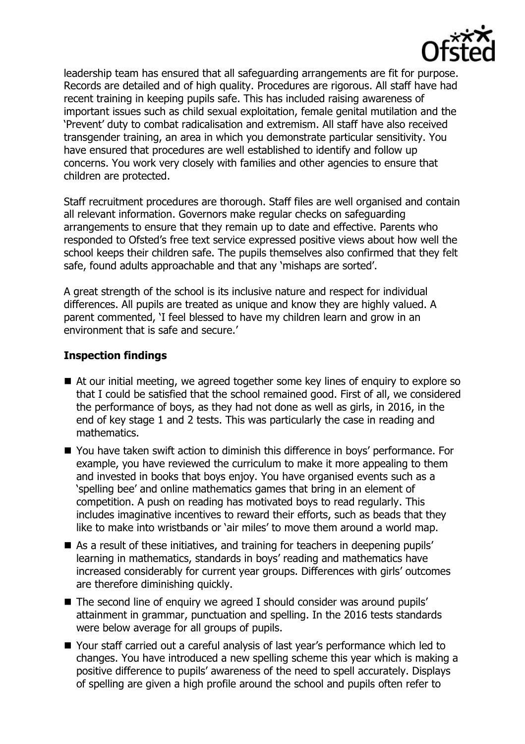leadership team has ensured that all safeguarding arrangements are fit for purpose. Records are detailed and of high quality. Procedures are rigorous. All staff have had recent training in keeping pupils safe. This has included raising awareness of important issues such as child sexual exploitation, female genital mutilation and the 'Prevent' duty to combat radicalisation and extremism. All staff have also received transgender training, an area in which you demonstrate particular sensitivity. You have ensured that procedures are well established to identify and follow up concerns. You work very closely with families and other agencies to ensure that children are protected.

Staff recruitment procedures are thorough. Staff files are well organised and contain all relevant information. Governors make regular checks on safeguarding arrangements to ensure that they remain up to date and effective. Parents who responded to Ofsted's free text service expressed positive views about how well the school keeps their children safe. The pupils themselves also confirmed that they felt safe, found adults approachable and that any 'mishaps are sorted'.

A great strength of the school is its inclusive nature and respect for individual differences. All pupils are treated as unique and know they are highly valued. A parent commented, 'I feel blessed to have my children learn and grow in an environment that is safe and secure.'

### Inspection findings

- At our initial meeting, we agreed together some key lines of enquiry to explore so that I could be satisfied that the school remained good. First of all, we considered the performance of boys, as they had not done as well as girls, in 2016, in the end of key stage 1 and 2 tests. This was particularly the case in reading and mathematics.
- You have taken swift action to diminish this difference in boys' performance. For example, you have reviewed the curriculum to make it more appealing to them and invested in books that boys enjoy. You have organised events such as a 'spelling bee' and online mathematics games that bring in an element of competition. A push on reading has motivated boys to read regularly. This includes imaginative incentives to reward their efforts, such as beads that they like to make into wristbands or 'air miles' to move them around a world map.
- As a result of these initiatives, and training for teachers in deepening pupils' learning in mathematics, standards in boys' reading and mathematics have increased considerably for current year groups. Differences with girls' outcomes are therefore diminishing quickly.
- The second line of enquiry we agreed I should consider was around pupils' attainment in grammar, punctuation and spelling. In the 2016 tests standards were below average for all groups of pupils.
- Your staff carried out a careful analysis of last year's performance which led to changes. You have introduced a new spelling scheme this year which is making a positive difference to pupils' awareness of the need to spell accurately. Displays of spelling are given a high profile around the school and pupils often refer to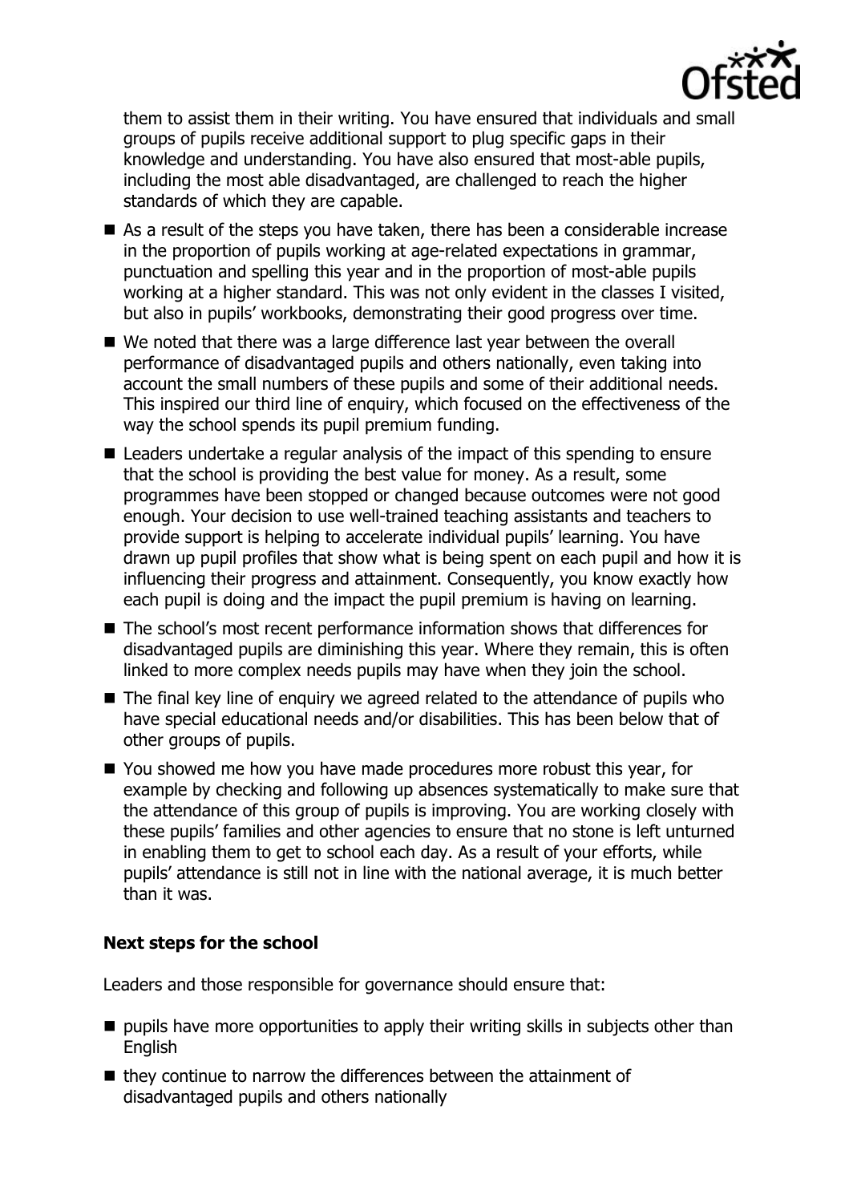them to assist them in their writing. You have ensured that individuals and small groups of pupils receive additional support to plug specific gaps in their knowledge and understanding. You have also ensured that most-able pupils, including the most able disadvantaged, are challenged to reach the higher standards of which they are capable.

- As a result of the steps you have taken, there has been a considerable increase in the proportion of pupils working at age-related expectations in grammar, punctuation and spelling this year and in the proportion of most-able pupils working at a higher standard. This was not only evident in the classes I visited, but also in pupils' workbooks, demonstrating their good progress over time.
- We noted that there was a large difference last year between the overall performance of disadvantaged pupils and others nationally, even taking into account the small numbers of these pupils and some of their additional needs. This inspired our third line of enquiry, which focused on the effectiveness of the way the school spends its pupil premium funding.
- Leaders undertake a regular analysis of the impact of this spending to ensure that the school is providing the best value for money. As a result, some programmes have been stopped or changed because outcomes were not good enough. Your decision to use well-trained teaching assistants and teachers to provide support is helping to accelerate individual pupils' learning. You have drawn up pupil profiles that show what is being spent on each pupil and how it is influencing their progress and attainment. Consequently, you know exactly how each pupil is doing and the impact the pupil premium is having on learning.
- The school's most recent performance information shows that differences for disadvantaged pupils are diminishing this year. Where they remain, this is often linked to more complex needs pupils may have when they join the school.
- The final key line of enquiry we agreed related to the attendance of pupils who have special educational needs and/or disabilities. This has been below that of other groups of pupils.
- You showed me how you have made procedures more robust this year, for example by checking and following up absences systematically to make sure that the attendance of this group of pupils is improving. You are working closely with these pupils' families and other agencies to ensure that no stone is left unturned in enabling them to get to school each day. As a result of your efforts, while pupils' attendance is still not in line with the national average, it is much better than it was.

**Next steps for the school**

Leaders and those responsible for governance should ensure that:

- pupils have more opportunities to apply their writing skills in subjects other than English
- they continue to narrow the differences between the attainment of disadvantaged pupils and others nationally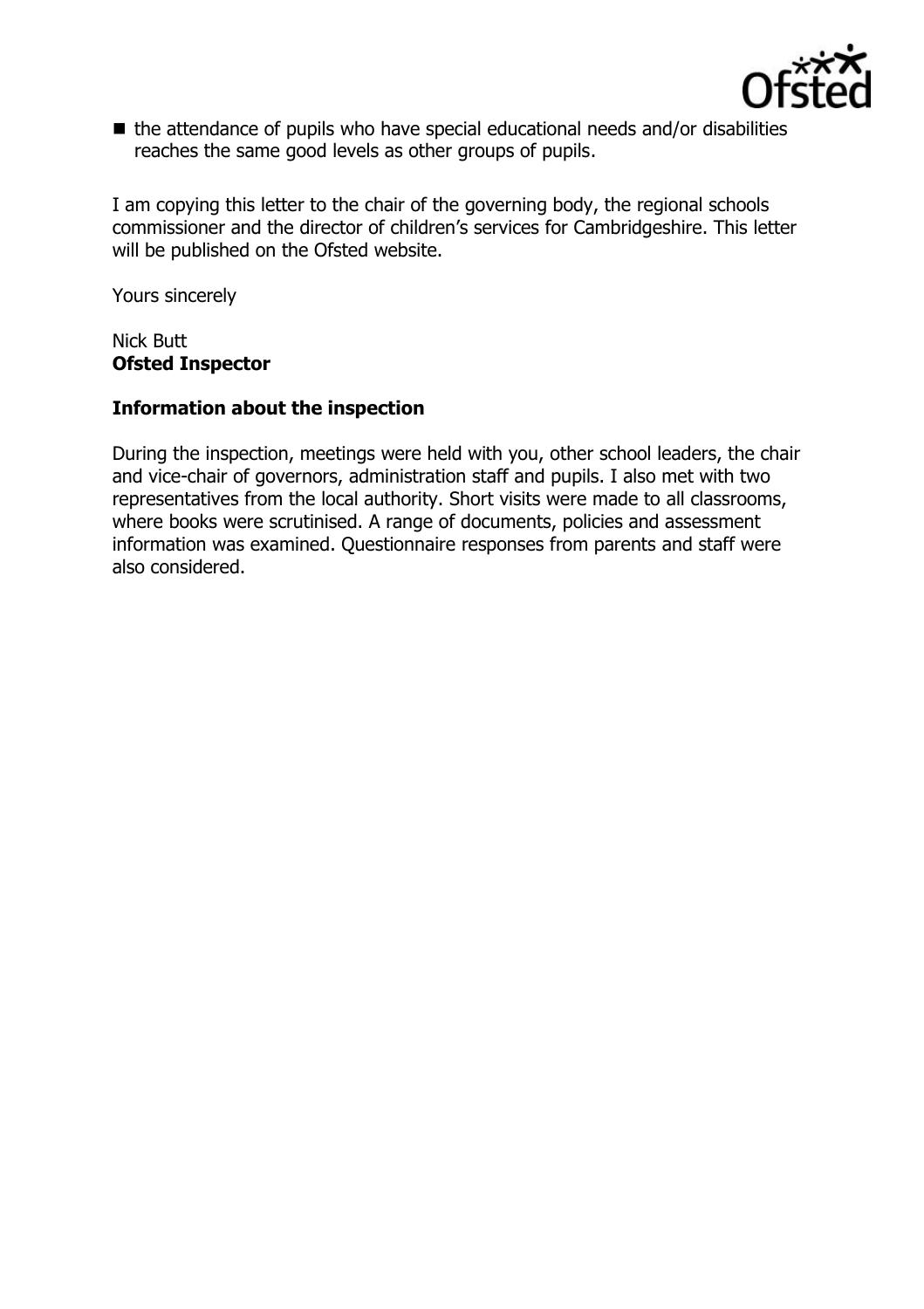- the attendance of pupils who have special educational needs and/or disabilities reaches the same good levels as other groups of pupils.

I am copying this letter to the chair of the governing body, the regional schools commissioner and the director of children's services for Cambridgeshire. This letter will be published on the Ofsted website.

Yours sincerely

Nick Butt
**Ofsted Inspector**

### Information about the inspection

During the inspection, meetings were held with you, other school leaders, the chair and vice-chair of governors, administration staff and pupils. I also met with two representatives from the local authority. Short visits were made to all classrooms, where books were scrutinised. A range of documents, policies and assessment information was examined. Questionnaire responses from parents and staff were also considered.